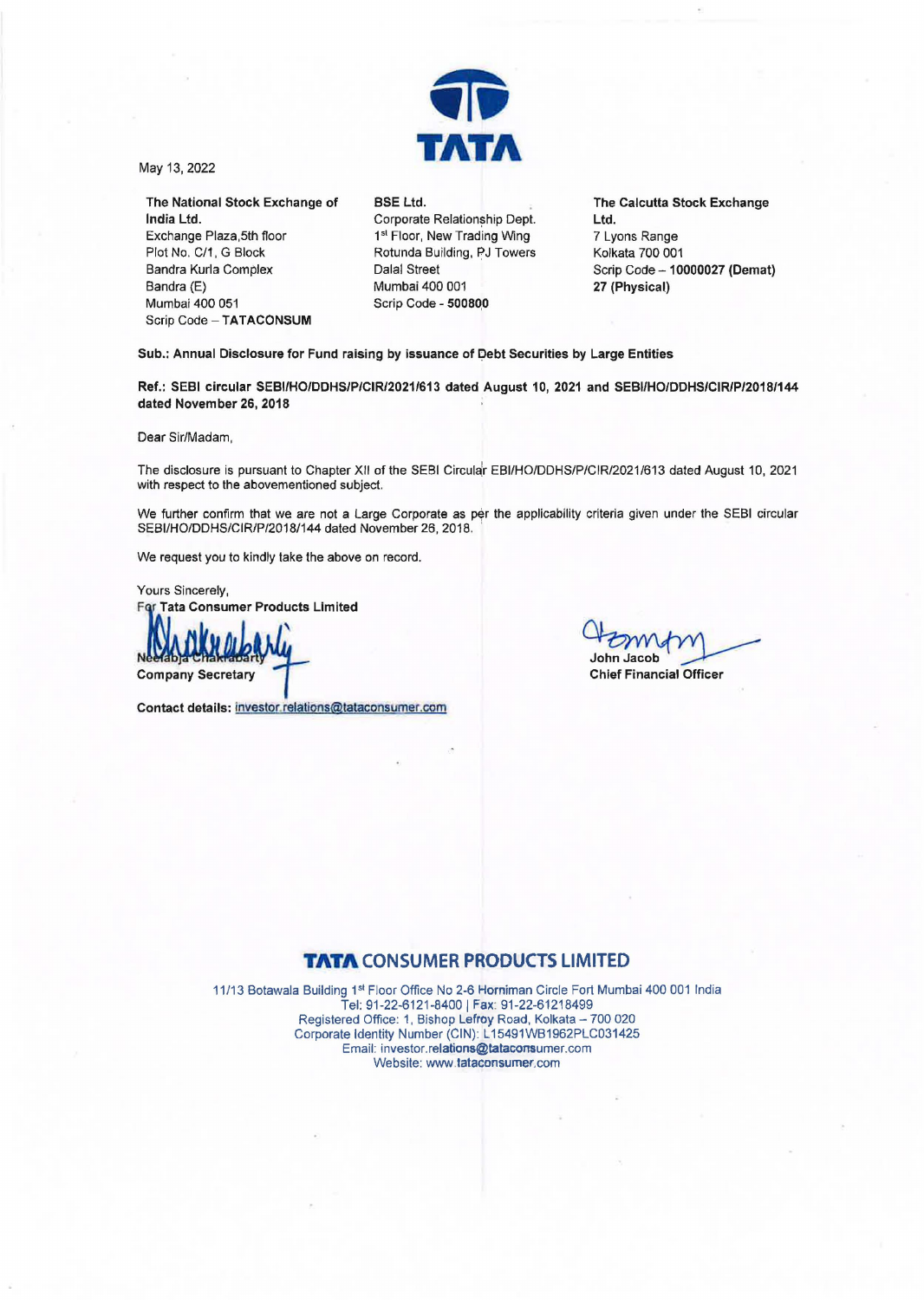May 13, 2022

**The National Stock Exchange of India Ltd.**
Exchange Plaza,5th floor
Plot No. C/1, G Block
Bandra Kurla Complex
Bandra (E)
Mumbai 400 051
Scrip Code – **TATACONSUM**

**BSE Ltd.**
Corporate Relationship Dept.
1st Floor, New Trading Wing
Rotunda Building, PJ Towers
Dalal Street
Mumbai 400 001
Scrip Code - **500800**

**The Calcutta Stock Exchange Ltd.**
7 Lyons Range
Kolkata 700 001
Scrip Code – **10000027 (Demat)**
**27 (Physical)**

**Sub.: Annual Disclosure for Fund raising by issuance of Debt Securities by Large Entities**

**Ref.: SEBI circular SEBI/HO/DDHS/P/CIR/2021/613 dated August 10, 2021 and SEBI/HO/DDHS/CIR/P/2018/144 dated November 26, 2018**

Dear Sir/Madam,

The disclosure is pursuant to Chapter XII of the SEBI Circular EBI/HO/DDHS/P/CIR/2021/613 dated August 10, 2021 with respect to the abovementioned subject.

We further confirm that we are not a Large Corporate as per the applicability criteria given under the SEBI circular SEBI/HO/DDHS/CIR/P/2018/144 dated November 26, 2018.

We request you to kindly take the above on record.

Yours Sincerely,
**For Tata Consumer Products Limited**

Neelabja Chakrabarty
**Company Secretary**

John Jacob
**Chief Financial Officer**

**Contact details:** investor.relations@tataconsumer.com

**TATA CONSUMER PRODUCTS LIMITED**

11/13 Botawala Building 1st Floor Office No 2-6 Horniman Circle Fort Mumbai 400 001 India
Tel: 91-22-6121-8400 | Fax: 91-22-61218499
Registered Office: 1, Bishop Lefroy Road, Kolkata – 700 020
Corporate Identity Number (CIN): L15491WB1962PLC031425
Email: investor.relations@tataconsumer.com
Website: www.tataconsumer.com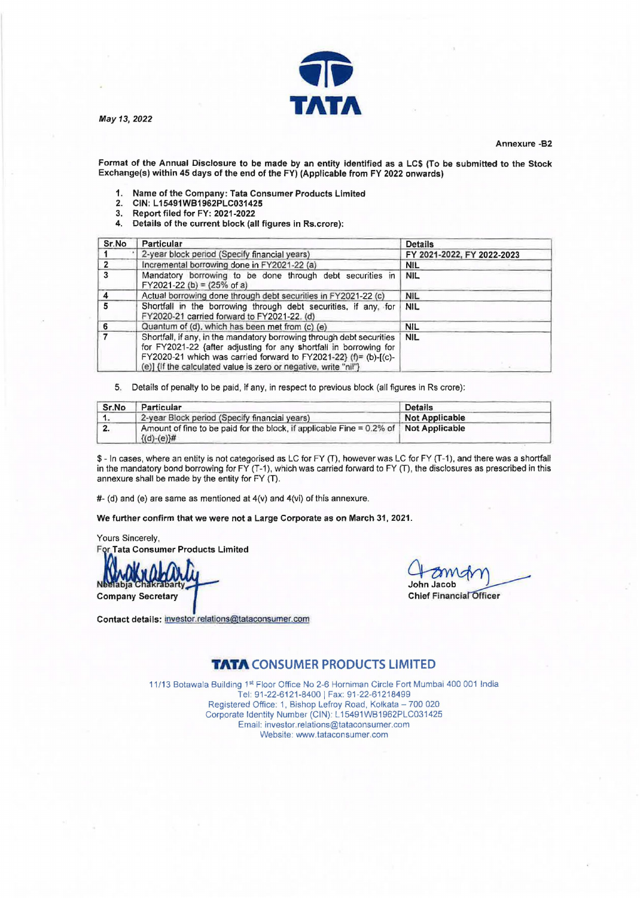**TATA**

*May 13, 2022*

Annexure -B2

**Format of the Annual Disclosure to be made by an entity identified as a LC$ (To be submitted to the Stock Exchange(s) within 45 days of the end of the FY) (Applicable from FY 2022 onwards)**

1. **Name of the Company: Tata Consumer Products Limited**
2. **CIN: L15491WB1962PLC031425**
3. **Report filed for FY: 2021-2022**
4. **Details of the current block (all figures in Rs.crore):**

| Sr.No | Particular | Details |
|---|---|---|
| 1 | 2-year block period (Specify financial years) | FY 2021-2022, FY 2022-2023 |
| 2 | Incremental borrowing done in FY2021-22 (a) | NIL |
| 3 | Mandatory borrowing to be done through debt securities in FY2021-22 (b) = (25% of a) | NIL |
| 4 | Actual borrowing done through debt securities in FY2021-22 (c) | NIL |
| 5 | Shortfall in the borrowing through debt securities, if any, for FY2020-21 carried forward to FY2021-22. (d) | NIL |
| 6 | Quantum of (d), which has been met from (c) (e) | NIL |
| 7 | Shortfall, if any, in the mandatory borrowing through debt securities for FY2021-22 {after adjusting for any shortfall in borrowing for FY2020-21 which was carried forward to FY2021-22} (f)= (b)-[(c)-(e)] {If the calculated value is zero or negative, write "nil"} | NIL |

5. Details of penalty to be paid, if any, in respect to previous block (all figures in Rs crore):

| Sr.No | Particular | Details |
|---|---|---|
| 1. | 2-year Block period (Specify financial years) | Not Applicable |
| 2. | Amount of fine to be paid for the block, if applicable Fine = 0.2% of {(d)-(e)}# | Not Applicable |

$ - In cases, where an entity is not categorised as LC for FY (T), however was LC for FY (T-1), and there was a shortfall in the mandatory bond borrowing for FY (T-1), which was carried forward to FY (T), the disclosures as prescribed in this annexure shall be made by the entity for FY (T).

#- (d) and (e) are same as mentioned at 4(v) and 4(vi) of this annexure.

**We further confirm that we were not a Large Corporate as on March 31, 2021.**

Yours Sincerely,

**For Tata Consumer Products Limited**

Neelabja Chakrabarty
**Company Secretary**

John Jacob
**Chief Financial Officer**

**Contact details:** investor.relations@tataconsumer.com

**TATA CONSUMER PRODUCTS LIMITED**

11/13 Botawala Building 1st Floor Office No 2-6 Horniman Circle Fort Mumbai 400 001 India
Tel: 91-22-6121-8400 | Fax: 91-22-61218499
Registered Office: 1, Bishop Lefroy Road, Kolkata – 700 020
Corporate Identity Number (CIN): L15491WB1962PLC031425
Email: investor.relations@tataconsumer.com
Website: www.tataconsumer.com